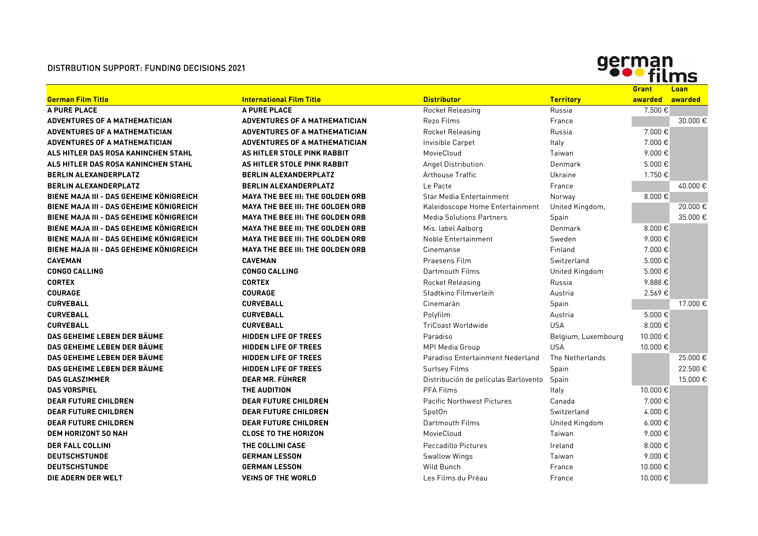# DISTRBUTION SUPPORT: FUNDING DECISIONS 2021

german films

| German Film Title | International Film Title | Distributor | Territory | Grant awarded | Loan awarded |
|---|---|---|---|---|---|
| A PURE PLACE | A PURE PLACE | Rocket Releasing | Russia | 7.500 € | |
| ADVENTURES OF A MATHEMATICIAN | ADVENTURES OF A MATHEMATICIAN | Rezo Films | France | | 30.000 € |
| ADVENTURES OF A MATHEMATICIAN | ADVENTURES OF A MATHEMATICIAN | Rocket Releasing | Russia | 7.000 € | |
| ADVENTURES OF A MATHEMATICIAN | ADVENTURES OF A MATHEMATICIAN | Invisible Carpet | Italy | 7.000 € | |
| ALS HITLER DAS ROSA KANINCHEN STAHL | AS HITLER STOLE PINK RABBIT | MovieCloud | Taiwan | 9.000 € | |
| ALS HITLER DAS ROSA KANINCHEN STAHL | AS HITLER STOLE PINK RABBIT | Angel Distribution | Denmark | 5.000 € | |
| BERLIN ALEXANDERPLATZ | BERLIN ALEXANDERPLATZ | Arthouse Traffic | Ukraine | 1.750 € | |
| BERLIN ALEXANDERPLATZ | BERLIN ALEXANDERPLATZ | Le Pacte | France | | 40.000 € |
| BIENE MAJA III - DAS GEHEIME KÖNIGREICH | MAYA THE BEE III: THE GOLDEN ORB | Star Media Entertainment | Norway | 8.000 € | |
| BIENE MAJA III - DAS GEHEIME KÖNIGREICH | MAYA THE BEE III: THE GOLDEN ORB | Kaleidoscope Home Entertainment | United Kingdom, | | 20.000 € |
| BIENE MAJA III - DAS GEHEIME KÖNIGREICH | MAYA THE BEE III: THE GOLDEN ORB | Media Solutions Partners | Spain | | 35.000 € |
| BIENE MAJA III - DAS GEHEIME KÖNIGREICH | MAYA THE BEE III: THE GOLDEN ORB | Mis. label Aalborg | Denmark | 8.000 € | |
| BIENE MAJA III - DAS GEHEIME KÖNIGREICH | MAYA THE BEE III: THE GOLDEN ORB | Noble Entertainment | Sweden | 9.000 € | |
| BIENE MAJA III - DAS GEHEIME KÖNIGREICH | MAYA THE BEE III: THE GOLDEN ORB | Cinemanse | Finland | 7.000 € | |
| CAVEMAN | CAVEMAN | Praesens Film | Switzerland | 5.000 € | |
| CONGO CALLING | CONGO CALLING | Dartmouth Films | United Kingdom | 5.000 € | |
| CORTEX | CORTEX | Rocket Releasing | Russia | 9.888 € | |
| COURAGE | COURAGE | Stadtkino Filmverleih | Austria | 2.569 € | |
| CURVEBALL | CURVEBALL | Cinemarán | Spain | | 17.000 € |
| CURVEBALL | CURVEBALL | Polyfilm | Austria | 5.000 € | |
| CURVEBALL | CURVEBALL | TriCoast Worldwide | USA | 8.000 € | |
| DAS GEHEIME LEBEN DER BÄUME | HIDDEN LIFE OF TREES | Paradiso | Belgium, Luxembourg | 10.000 € | |
| DAS GEHEIME LEBEN DER BÄUME | HIDDEN LIFE OF TREES | MPI Media Group | USA | 10.000 € | |
| DAS GEHEIME LEBEN DER BÄUME | HIDDEN LIFE OF TREES | Paradiso Entertainment Nederland | The Netherlands | | 25.000 € |
| DAS GEHEIME LEBEN DER BÄUME | HIDDEN LIFE OF TREES | Surtsey Films | Spain | | 22.500 € |
| DAS GLASZIMMER | DEAR MR. FÜHRER | Distribución de películas Barlovento | Spain | | 15.000 € |
| DAS VORSPIEL | THE AUDITION | PFA Films | Italy | 10.000 € | |
| DEAR FUTURE CHILDREN | DEAR FUTURE CHILDREN | Pacific Northwest Pictures | Canada | 7.000 € | |
| DEAR FUTURE CHILDREN | DEAR FUTURE CHILDREN | SpotOn | Switzerland | 4.000 € | |
| DEAR FUTURE CHILDREN | DEAR FUTURE CHILDREN | Dartmouth Films | United Kingdom | 6.000 € | |
| DEM HORIZONT SO NAH | CLOSE TO THE HORIZON | MovieCloud | Taiwan | 9.000 € | |
| DER FALL COLLINI | THE COLLINI CASE | Peccadillo Pictures | Ireland | 8.000 € | |
| DEUTSCHSTUNDE | GERMAN LESSON | Swallow Wings | Taiwan | 9.000 € | |
| DEUTSCHSTUNDE | GERMAN LESSON | Wild Bunch | France | 10.000 € | |
| DIE ADERN DER WELT | VEINS OF THE WORLD | Les Films du Préau | France | 10.000 € | |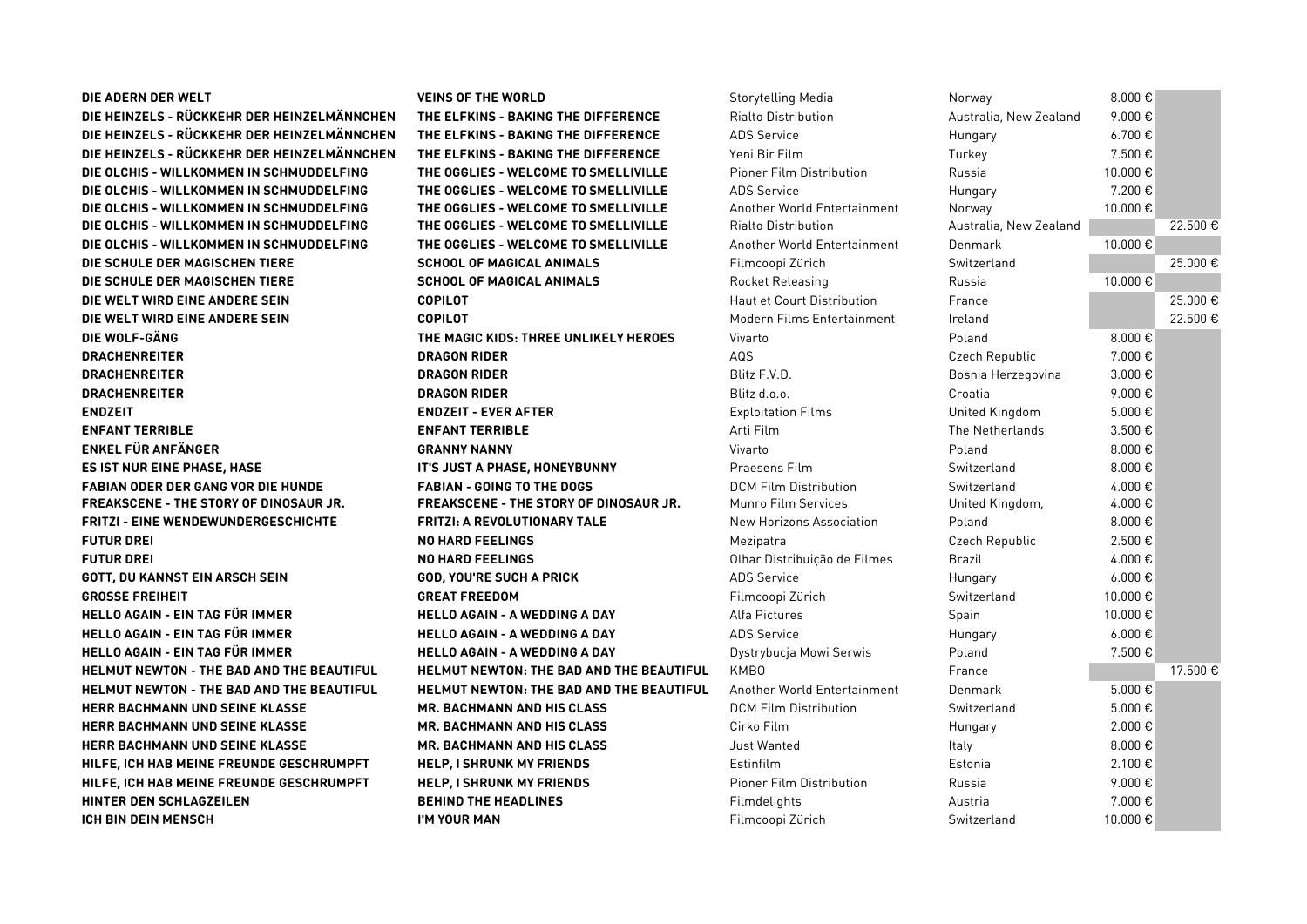| | | | | | |
|---|---|---|---|---|---|
| **DIE ADERN DER WELT** | **VEINS OF THE WORLD** | Storytelling Media | Norway | 8.000 € | |
| **DIE HEINZELS - RÜCKKEHR DER HEINZELMÄNNCHEN** | **THE ELFKINS - BAKING THE DIFFERENCE** | Rialto Distribution | Australia, New Zealand | 9.000 € | |
| **DIE HEINZELS - RÜCKKEHR DER HEINZELMÄNNCHEN** | **THE ELFKINS - BAKING THE DIFFERENCE** | ADS Service | Hungary | 6.700 € | |
| **DIE HEINZELS - RÜCKKEHR DER HEINZELMÄNNCHEN** | **THE ELFKINS - BAKING THE DIFFERENCE** | Yeni Bir Film | Turkey | 7.500 € | |
| **DIE OLCHIS - WILLKOMMEN IN SCHMUDDELFING** | **THE OGGLIES - WELCOME TO SMELLIVILLE** | Pioner Film Distribution | Russia | 10.000 € | |
| **DIE OLCHIS - WILLKOMMEN IN SCHMUDDELFING** | **THE OGGLIES - WELCOME TO SMELLIVILLE** | ADS Service | Hungary | 7.200 € | |
| **DIE OLCHIS - WILLKOMMEN IN SCHMUDDELFING** | **THE OGGLIES - WELCOME TO SMELLIVILLE** | Another World Entertainment | Norway | 10.000 € | |
| **DIE OLCHIS - WILLKOMMEN IN SCHMUDDELFING** | **THE OGGLIES - WELCOME TO SMELLIVILLE** | Rialto Distribution | Australia, New Zealand | | 22.500 € |
| **DIE OLCHIS - WILLKOMMEN IN SCHMUDDELFING** | **THE OGGLIES - WELCOME TO SMELLIVILLE** | Another World Entertainment | Denmark | 10.000 € | |
| **DIE SCHULE DER MAGISCHEN TIERE** | **SCHOOL OF MAGICAL ANIMALS** | Filmcoopi Zürich | Switzerland | | 25.000 € |
| **DIE SCHULE DER MAGISCHEN TIERE** | **SCHOOL OF MAGICAL ANIMALS** | Rocket Releasing | Russia | 10.000 € | |
| **DIE WELT WIRD EINE ANDERE SEIN** | **COPILOT** | Haut et Court Distribution | France | | 25.000 € |
| **DIE WELT WIRD EINE ANDERE SEIN** | **COPILOT** | Modern Films Entertainment | Ireland | | 22.500 € |
| **DIE WOLF-GÄNG** | **THE MAGIC KIDS: THREE UNLIKELY HEROES** | Vivarto | Poland | 8.000 € | |
| **DRACHENREITER** | **DRAGON RIDER** | AQS | Czech Republic | 7.000 € | |
| **DRACHENREITER** | **DRAGON RIDER** | Blitz F.V.D. | Bosnia Herzegovina | 3.000 € | |
| **DRACHENREITER** | **DRAGON RIDER** | Blitz d.o.o. | Croatia | 9.000 € | |
| **ENDZEIT** | **ENDZEIT - EVER AFTER** | Exploitation Films | United Kingdom | 5.000 € | |
| **ENFANT TERRIBLE** | **ENFANT TERRIBLE** | Arti Film | The Netherlands | 3.500 € | |
| **ENKEL FÜR ANFÄNGER** | **GRANNY NANNY** | Vivarto | Poland | 8.000 € | |
| **ES IST NUR EINE PHASE, HASE** | **IT'S JUST A PHASE, HONEYBUNNY** | Praesens Film | Switzerland | 8.000 € | |
| **FABIAN ODER DER GANG VOR DIE HUNDE** | **FABIAN - GOING TO THE DOGS** | DCM Film Distribution | Switzerland | 4.000 € | |
| **FREAKSCENE - THE STORY OF DINOSAUR JR.** | **FREAKSCENE - THE STORY OF DINOSAUR JR.** | Munro Film Services | United Kingdom, | 4.000 € | |
| **FRITZI - EINE WENDEWUNDERGESCHICHTE** | **FRITZI: A REVOLUTIONARY TALE** | New Horizons Association | Poland | 8.000 € | |
| **FUTUR DREI** | **NO HARD FEELINGS** | Mezipatra | Czech Republic | 2.500 € | |
| **FUTUR DREI** | **NO HARD FEELINGS** | Olhar Distribuição de Filmes | Brazil | 4.000 € | |
| **GOTT, DU KANNST EIN ARSCH SEIN** | **GOD, YOU'RE SUCH A PRICK** | ADS Service | Hungary | 6.000 € | |
| **GROSSE FREIHEIT** | **GREAT FREEDOM** | Filmcoopi Zürich | Switzerland | 10.000 € | |
| **HELLO AGAIN - EIN TAG FÜR IMMER** | **HELLO AGAIN - A WEDDING A DAY** | Alfa Pictures | Spain | 10.000 € | |
| **HELLO AGAIN - EIN TAG FÜR IMMER** | **HELLO AGAIN - A WEDDING A DAY** | ADS Service | Hungary | 6.000 € | |
| **HELLO AGAIN - EIN TAG FÜR IMMER** | **HELLO AGAIN - A WEDDING A DAY** | Dystrybucja Mowi Serwis | Poland | 7.500 € | |
| **HELMUT NEWTON - THE BAD AND THE BEAUTIFUL** | **HELMUT NEWTON: THE BAD AND THE BEAUTIFUL** | KMBO | France | | 17.500 € |
| **HELMUT NEWTON - THE BAD AND THE BEAUTIFUL** | **HELMUT NEWTON: THE BAD AND THE BEAUTIFUL** | Another World Entertainment | Denmark | 5.000 € | |
| **HERR BACHMANN UND SEINE KLASSE** | **MR. BACHMANN AND HIS CLASS** | DCM Film Distribution | Switzerland | 5.000 € | |
| **HERR BACHMANN UND SEINE KLASSE** | **MR. BACHMANN AND HIS CLASS** | Cirko Film | Hungary | 2.000 € | |
| **HERR BACHMANN UND SEINE KLASSE** | **MR. BACHMANN AND HIS CLASS** | Just Wanted | Italy | 8.000 € | |
| **HILFE, ICH HAB MEINE FREUNDE GESCHRUMPFT** | **HELP, I SHRUNK MY FRIENDS** | Estinfilm | Estonia | 2.100 € | |
| **HILFE, ICH HAB MEINE FREUNDE GESCHRUMPFT** | **HELP, I SHRUNK MY FRIENDS** | Pioner Film Distribution | Russia | 9.000 € | |
| **HINTER DEN SCHLAGZEILEN** | **BEHIND THE HEADLINES** | Filmdelights | Austria | 7.000 € | |
| **ICH BIN DEIN MENSCH** | **I'M YOUR MAN** | Filmcoopi Zürich | Switzerland | 10.000 € | |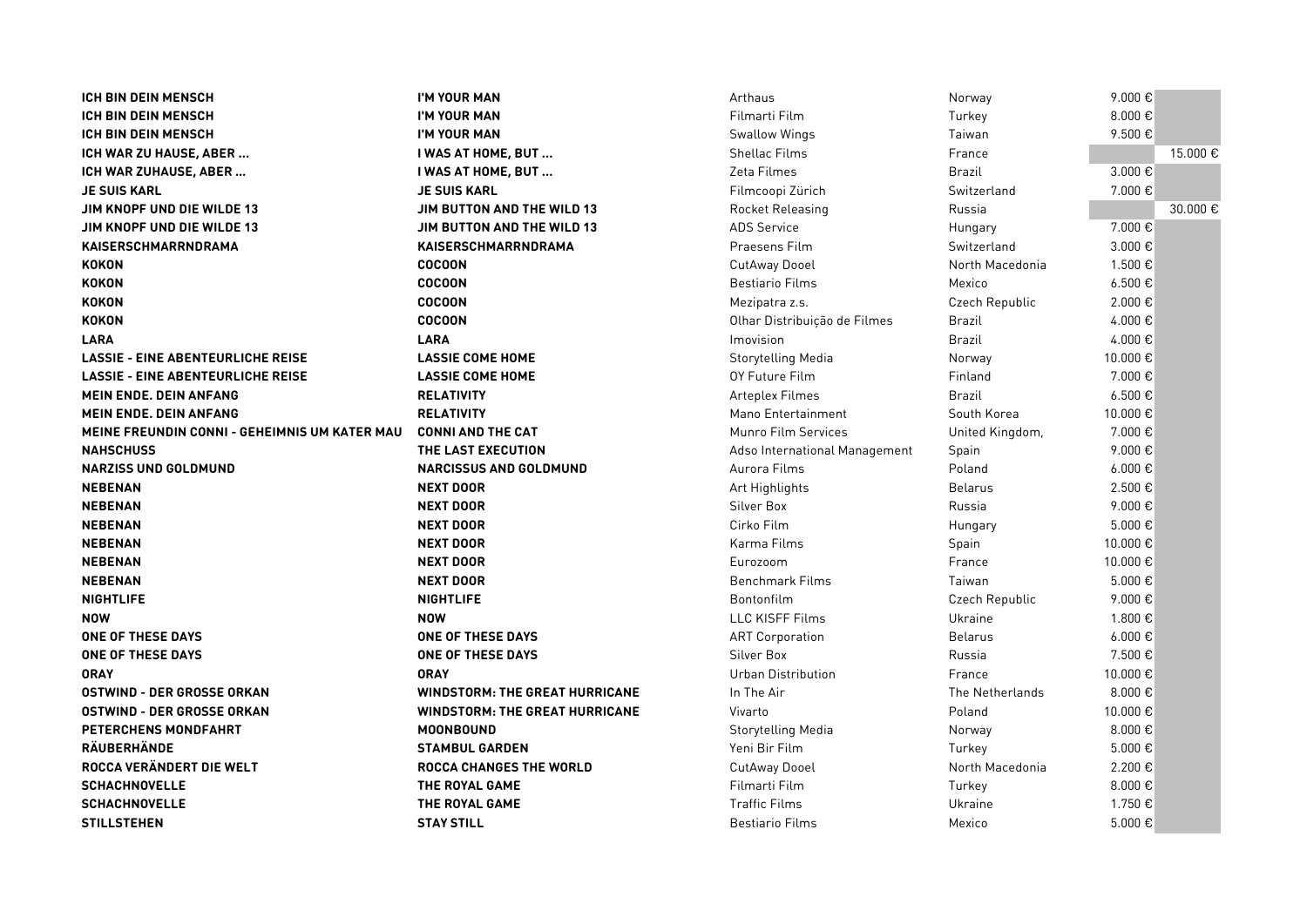| | | | | | |
|---|---|---|---|---|---|
| **ICH BIN DEIN MENSCH** | **I'M YOUR MAN** | Arthaus | Norway | 9.000 € | |
| **ICH BIN DEIN MENSCH** | **I'M YOUR MAN** | Filmarti Film | Turkey | 8.000 € | |
| **ICH BIN DEIN MENSCH** | **I'M YOUR MAN** | Swallow Wings | Taiwan | 9.500 € | |
| **ICH WAR ZU HAUSE, ABER ...** | **I WAS AT HOME, BUT ...** | Shellac Films | France | | 15.000 € |
| **ICH WAR ZUHAUSE, ABER ...** | **I WAS AT HOME, BUT ...** | Zeta Filmes | Brazil | 3.000 € | |
| **JE SUIS KARL** | **JE SUIS KARL** | Filmcoopi Zürich | Switzerland | 7.000 € | |
| **JIM KNOPF UND DIE WILDE 13** | **JIM BUTTON AND THE WILD 13** | Rocket Releasing | Russia | | 30.000 € |
| **JIM KNOPF UND DIE WILDE 13** | **JIM BUTTON AND THE WILD 13** | ADS Service | Hungary | 7.000 € | |
| **KAISERSCHMARRNDRAMA** | **KAISERSCHMARRNDRAMA** | Praesens Film | Switzerland | 3.000 € | |
| **KOKON** | **COCOON** | CutAway Dooel | North Macedonia | 1.500 € | |
| **KOKON** | **COCOON** | Bestiario Films | Mexico | 6.500 € | |
| **KOKON** | **COCOON** | Mezipatra z.s. | Czech Republic | 2.000 € | |
| **KOKON** | **COCOON** | Olhar Distribuição de Filmes | Brazil | 4.000 € | |
| **LARA** | **LARA** | Imovision | Brazil | 4.000 € | |
| **LASSIE - EINE ABENTEUERLICHE REISE** | **LASSIE COME HOME** | Storytelling Media | Norway | 10.000 € | |
| **LASSIE - EINE ABENTEUERLICHE REISE** | **LASSIE COME HOME** | OY Future Film | Finland | 7.000 € | |
| **MEIN ENDE. DEIN ANFANG** | **RELATIVITY** | Arteplex Filmes | Brazil | 6.500 € | |
| **MEIN ENDE. DEIN ANFANG** | **RELATIVITY** | Mano Entertainment | South Korea | 10.000 € | |
| **MEINE FREUNDIN CONNI - GEHEIMNIS UM KATER MAU** | **CONNI AND THE CAT** | Munro Film Services | United Kingdom, | 7.000 € | |
| **NAHSCHUSS** | **THE LAST EXECUTION** | Adso International Management | Spain | 9.000 € | |
| **NARZISS UND GOLDMUND** | **NARCISSUS AND GOLDMUND** | Aurora Films | Poland | 6.000 € | |
| **NEBENAN** | **NEXT DOOR** | Art Highlights | Belarus | 2.500 € | |
| **NEBENAN** | **NEXT DOOR** | Silver Box | Russia | 9.000 € | |
| **NEBENAN** | **NEXT DOOR** | Cirko Film | Hungary | 5.000 € | |
| **NEBENAN** | **NEXT DOOR** | Karma Films | Spain | 10.000 € | |
| **NEBENAN** | **NEXT DOOR** | Eurozoom | France | 10.000 € | |
| **NEBENAN** | **NEXT DOOR** | Benchmark Films | Taiwan | 5.000 € | |
| **NIGHTLIFE** | **NIGHTLIFE** | Bontonfilm | Czech Republic | 9.000 € | |
| **NOW** | **NOW** | LLC KISFF Films | Ukraine | 1.800 € | |
| **ONE OF THESE DAYS** | **ONE OF THESE DAYS** | ART Corporation | Belarus | 6.000 € | |
| **ONE OF THESE DAYS** | **ONE OF THESE DAYS** | Silver Box | Russia | 7.500 € | |
| **ORAY** | **ORAY** | Urban Distribution | France | 10.000 € | |
| **OSTWIND - DER GROSSE ORKAN** | **WINDSTORM: THE GREAT HURRICANE** | In The Air | The Netherlands | 8.000 € | |
| **OSTWIND - DER GROSSE ORKAN** | **WINDSTORM: THE GREAT HURRICANE** | Vivarto | Poland | 10.000 € | |
| **PETERCHENS MONDFAHRT** | **MOONBOUND** | Storytelling Media | Norway | 8.000 € | |
| **RÄUBERHÄNDE** | **STAMBUL GARDEN** | Yeni Bir Film | Turkey | 5.000 € | |
| **ROCCA VERÄNDERT DIE WELT** | **ROCCA CHANGES THE WORLD** | CutAway Dooel | North Macedonia | 2.200 € | |
| **SCHACHNOVELLE** | **THE ROYAL GAME** | Filmarti Film | Turkey | 8.000 € | |
| **SCHACHNOVELLE** | **THE ROYAL GAME** | Traffic Films | Ukraine | 1.750 € | |
| **STILLSTEHEN** | **STAY STILL** | Bestiario Films | Mexico | 5.000 € | |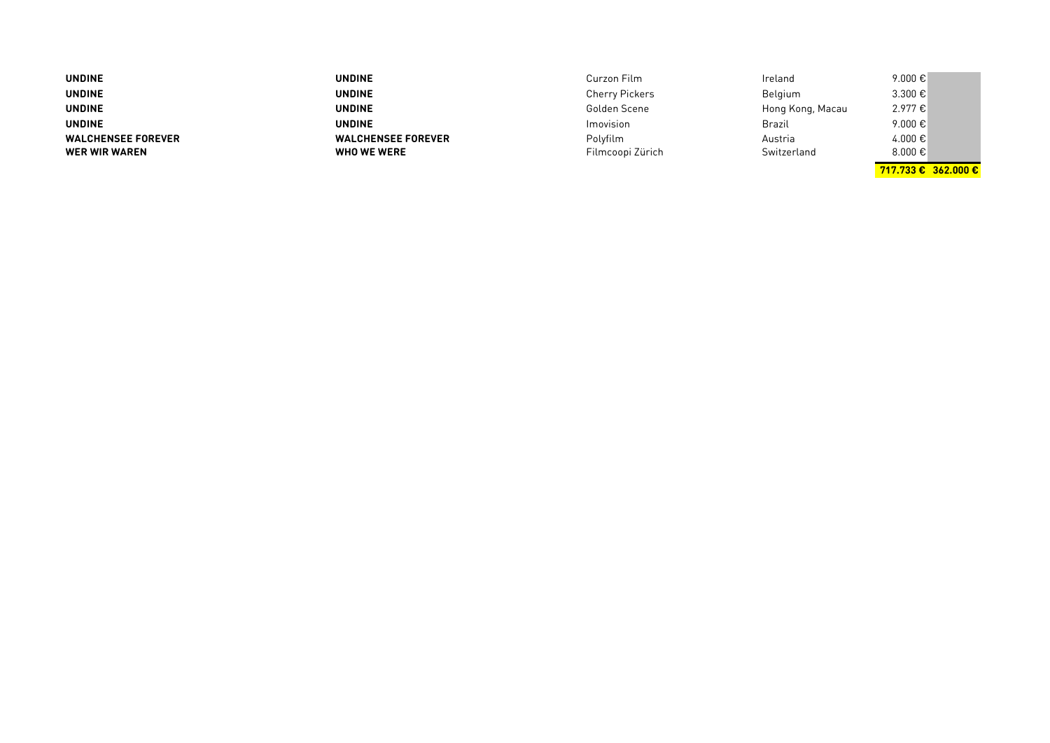| | | | | | |
|---|---|---|---|---|---|
| **UNDINE** | **UNDINE** | Curzon Film | Ireland | 9.000 € | |
| **UNDINE** | **UNDINE** | Cherry Pickers | Belgium | 3.300 € | |
| **UNDINE** | **UNDINE** | Golden Scene | Hong Kong, Macau | 2.977 € | |
| **UNDINE** | **UNDINE** | Imovision | Brazil | 9.000 € | |
| **WALCHENSEE FOREVER** | **WALCHENSEE FOREVER** | Polyfilm | Austria | 4.000 € | |
| **WER WIR WAREN** | **WHO WE WERE** | Filmcoopi Zürich | Switzerland | 8.000 € | |
| | | | | **717.733 €** | **362.000 €** |